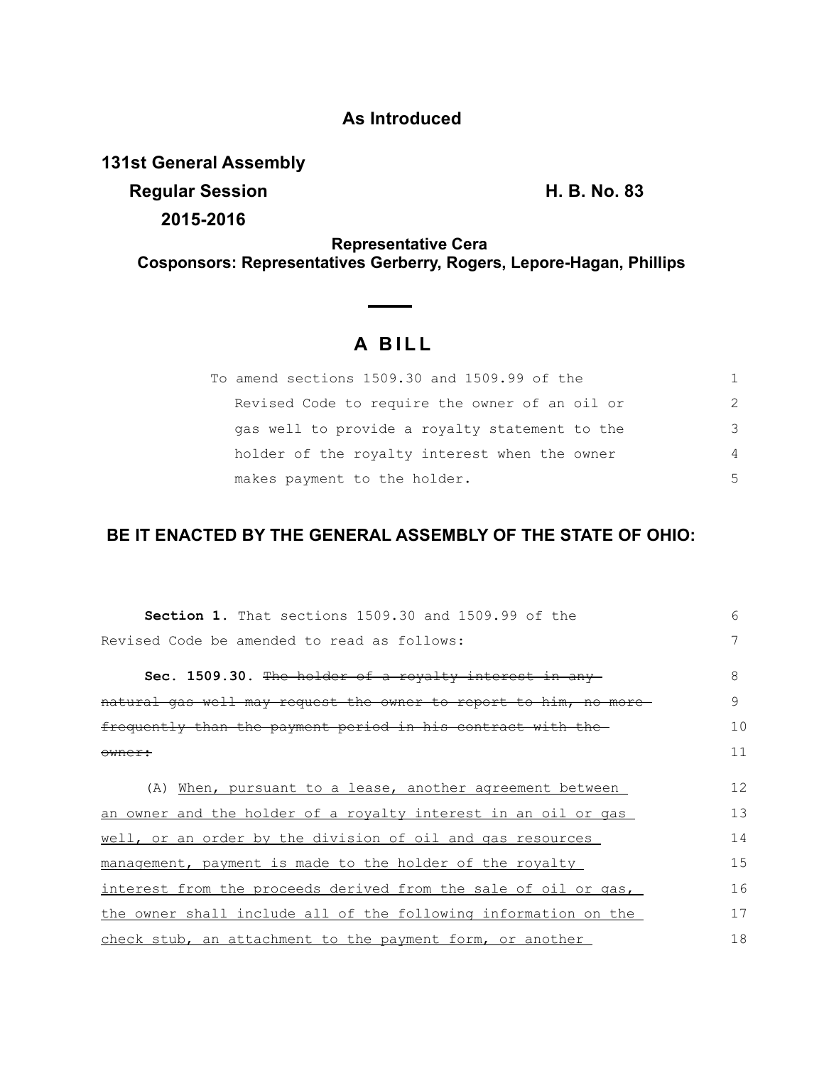## As Introduced

**131st General Assembly**

**Regular Session** **H. B. No. 83**

**2015-2016**

**Representative Cera**

**Cosponsors: Representatives Gerberry, Rogers, Lepore-Hagan, Phillips**

# A BILL

To amend sections 1509.30 and 1509.99 of the Revised Code to require the owner of an oil or gas well to provide a royalty statement to the holder of the royalty interest when the owner makes payment to the holder.

**BE IT ENACTED BY THE GENERAL ASSEMBLY OF THE STATE OF OHIO:**

**Section 1.** That sections 1509.30 and 1509.99 of the Revised Code be amended to read as follows:

**Sec. 1509.30.** ~~The holder of a royalty interest in any natural gas well may request the owner to report to him, no more frequently than the payment period in his contract with the owner:~~

(A) <u>When, pursuant to a lease, another agreement between an owner and the holder of a royalty interest in an oil or gas well, or an order by the division of oil and gas resources management, payment is made to the holder of the royalty interest from the proceeds derived from the sale of oil or gas, the owner shall include all of the following information on the check stub, an attachment to the payment form, or another</u>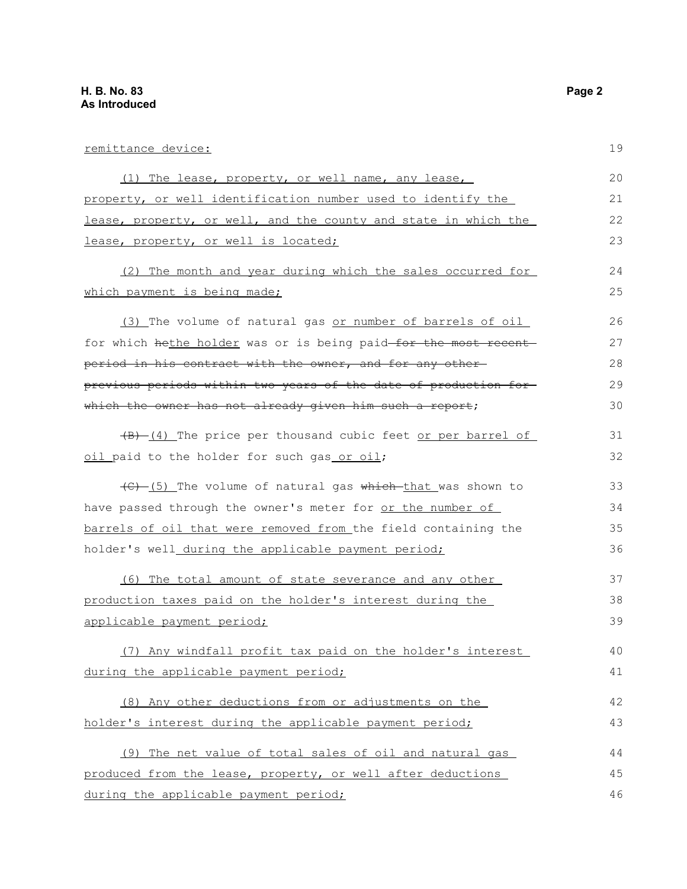remittance device:

(1) The lease, property, or well name, any lease, property, or well identification number used to identify the lease, property, or well, and the county and state in which the lease, property, or well is located;

(2) The month and year during which the sales occurred for which payment is being made;

(3) The volume of natural gas or number of barrels of oil for which hethe holder was or is being paid for the most recent period in his contract with the owner, and for any other previous periods within two years of the date of production for which the owner has not already given him such a report;

(B) (4) The price per thousand cubic feet or per barrel of oil paid to the holder for such gas or oil;

(C) (5) The volume of natural gas which that was shown to have passed through the owner's meter for or the number of barrels of oil that were removed from the field containing the holder's well during the applicable payment period;

(6) The total amount of state severance and any other production taxes paid on the holder's interest during the applicable payment period;

(7) Any windfall profit tax paid on the holder's interest during the applicable payment period;

(8) Any other deductions from or adjustments on the holder's interest during the applicable payment period;

(9) The net value of total sales of oil and natural gas produced from the lease, property, or well after deductions during the applicable payment period;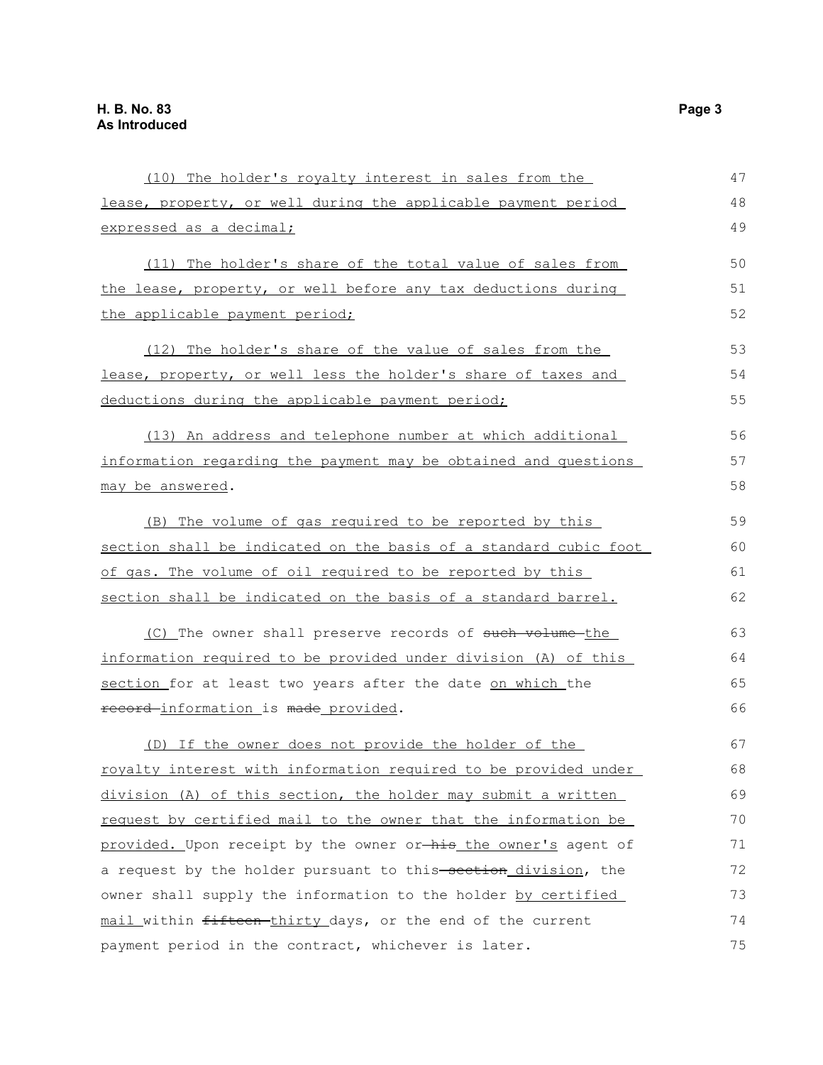(10) The holder's royalty interest in sales from the lease, property, or well during the applicable payment period expressed as a decimal;

(11) The holder's share of the total value of sales from the lease, property, or well before any tax deductions during the applicable payment period;

(12) The holder's share of the value of sales from the lease, property, or well less the holder's share of taxes and deductions during the applicable payment period;

(13) An address and telephone number at which additional information regarding the payment may be obtained and questions may be answered.

(B) The volume of gas required to be reported by this section shall be indicated on the basis of a standard cubic foot of gas. The volume of oil required to be reported by this section shall be indicated on the basis of a standard barrel.

(C) The owner shall preserve records of ~~such volume~~ the information required to be provided under division (A) of this section for at least two years after the date on which the ~~record~~ information is ~~made~~ provided.

(D) If the owner does not provide the holder of the royalty interest with information required to be provided under division (A) of this section, the holder may submit a written request by certified mail to the owner that the information be provided. Upon receipt by the owner or ~~his~~ the owner's agent of a request by the holder pursuant to this ~~section~~ division, the owner shall supply the information to the holder by certified mail within ~~fifteen~~ thirty days, or the end of the current payment period in the contract, whichever is later.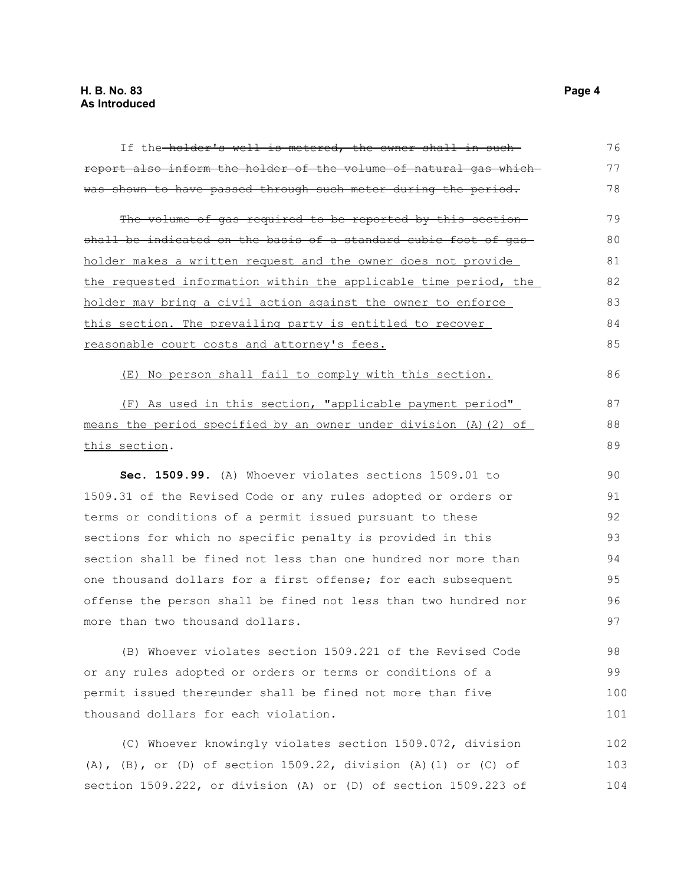If the ~~holder's well is metered, the owner shall in such report also inform the holder of the volume of natural gas which was shown to have passed through such meter during the period.~~

~~The volume of gas required to be reported by this section shall be indicated on the basis of a standard cubic foot of gas~~ holder makes a written request and the owner does not provide the requested information within the applicable time period, the holder may bring a civil action against the owner to enforce this section. The prevailing party is entitled to recover reasonable court costs and attorney's fees.

(E) No person shall fail to comply with this section.

(F) As used in this section, "applicable payment period" means the period specified by an owner under division (A)(2) of this section.

**Sec. 1509.99.** (A) Whoever violates sections 1509.01 to 1509.31 of the Revised Code or any rules adopted or orders or terms or conditions of a permit issued pursuant to these sections for which no specific penalty is provided in this section shall be fined not less than one hundred nor more than one thousand dollars for a first offense; for each subsequent offense the person shall be fined not less than two hundred nor more than two thousand dollars.

(B) Whoever violates section 1509.221 of the Revised Code or any rules adopted or orders or terms or conditions of a permit issued thereunder shall be fined not more than five thousand dollars for each violation.

(C) Whoever knowingly violates section 1509.072, division (A), (B), or (D) of section 1509.22, division (A)(1) or (C) of section 1509.222, or division (A) or (D) of section 1509.223 of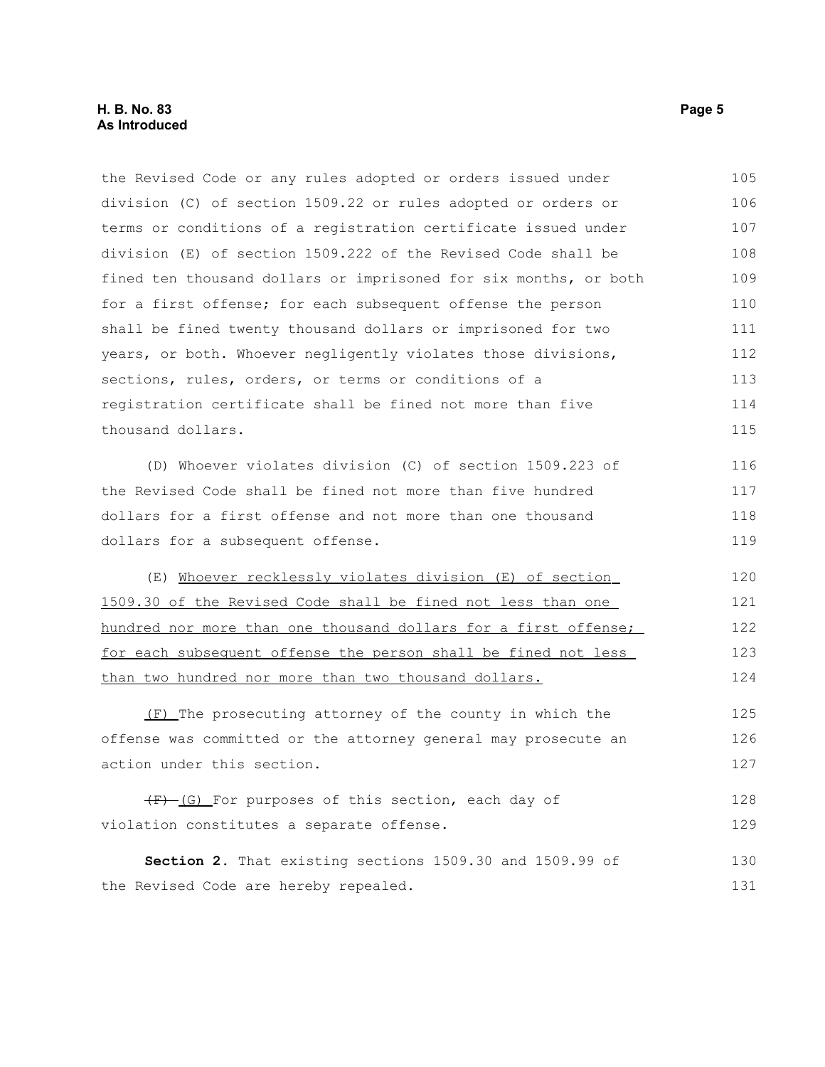the Revised Code or any rules adopted or orders issued under division (C) of section 1509.22 or rules adopted or orders or terms or conditions of a registration certificate issued under division (E) of section 1509.222 of the Revised Code shall be fined ten thousand dollars or imprisoned for six months, or both for a first offense; for each subsequent offense the person shall be fined twenty thousand dollars or imprisoned for two years, or both. Whoever negligently violates those divisions, sections, rules, orders, or terms or conditions of a registration certificate shall be fined not more than five thousand dollars.

(D) Whoever violates division (C) of section 1509.223 of the Revised Code shall be fined not more than five hundred dollars for a first offense and not more than one thousand dollars for a subsequent offense.

(E) <u>Whoever recklessly violates division (E) of section 1509.30 of the Revised Code shall be fined not less than one hundred nor more than one thousand dollars for a first offense; for each subsequent offense the person shall be fined not less than two hundred nor more than two thousand dollars.</u>

<u>(F)</u> The prosecuting attorney of the county in which the offense was committed or the attorney general may prosecute an action under this section.

~~(F)~~ <u>(G)</u> For purposes of this section, each day of violation constitutes a separate offense.

**Section 2.** That existing sections 1509.30 and 1509.99 of the Revised Code are hereby repealed.